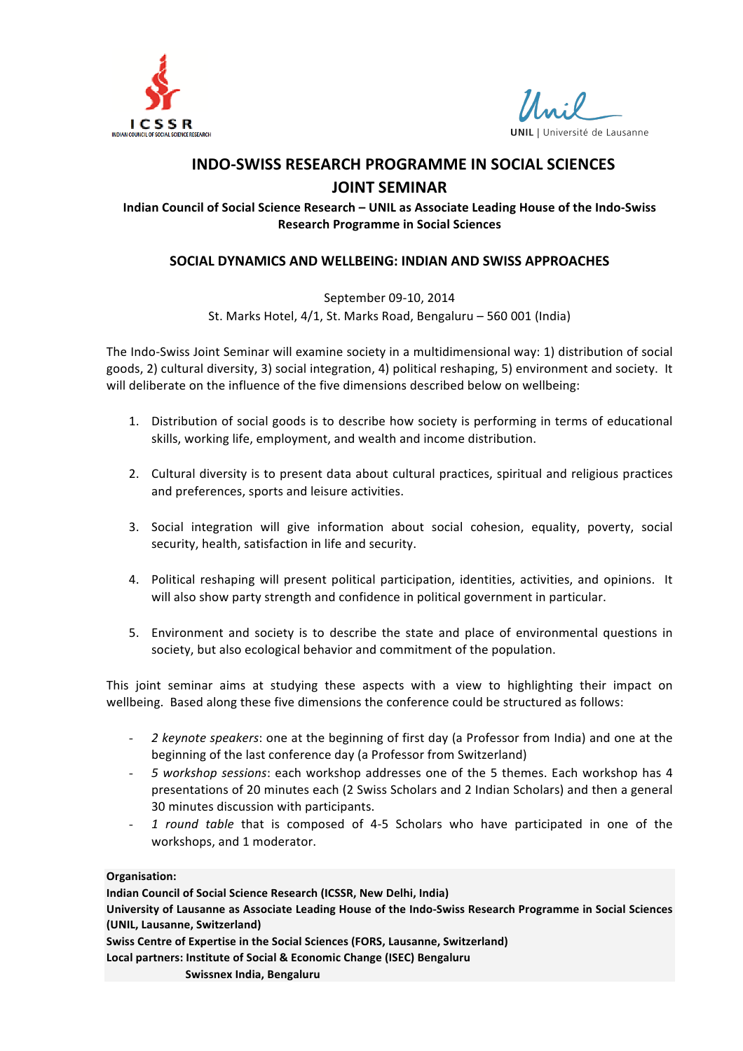# INDO-SWISS RESEARCH PROGRAMME IN SOCIAL SCIENCES
# JOINT SEMINAR

**Indian Council of Social Science Research – UNIL as Associate Leading House of the Indo-Swiss Research Programme in Social Sciences**

## SOCIAL DYNAMICS AND WELLBEING: INDIAN AND SWISS APPROACHES

September 09-10, 2014
St. Marks Hotel, 4/1, St. Marks Road, Bengaluru – 560 001 (India)

The Indo-Swiss Joint Seminar will examine society in a multidimensional way: 1) distribution of social goods, 2) cultural diversity, 3) social integration, 4) political reshaping, 5) environment and society. It will deliberate on the influence of the five dimensions described below on wellbeing:

1. Distribution of social goods is to describe how society is performing in terms of educational skills, working life, employment, and wealth and income distribution.

2. Cultural diversity is to present data about cultural practices, spiritual and religious practices and preferences, sports and leisure activities.

3. Social integration will give information about social cohesion, equality, poverty, social security, health, satisfaction in life and security.

4. Political reshaping will present political participation, identities, activities, and opinions. It will also show party strength and confidence in political government in particular.

5. Environment and society is to describe the state and place of environmental questions in society, but also ecological behavior and commitment of the population.

This joint seminar aims at studying these aspects with a view to highlighting their impact on wellbeing. Based along these five dimensions the conference could be structured as follows:

- *2 keynote speakers*: one at the beginning of first day (a Professor from India) and one at the beginning of the last conference day (a Professor from Switzerland)
- *5 workshop sessions*: each workshop addresses one of the 5 themes. Each workshop has 4 presentations of 20 minutes each (2 Swiss Scholars and 2 Indian Scholars) and then a general 30 minutes discussion with participants.
- *1 round table* that is composed of 4-5 Scholars who have participated in one of the workshops, and 1 moderator.

**Organisation:**
**Indian Council of Social Science Research (ICSSR, New Delhi, India)**
**University of Lausanne as Associate Leading House of the Indo-Swiss Research Programme in Social Sciences (UNIL, Lausanne, Switzerland)**
**Swiss Centre of Expertise in the Social Sciences (FORS, Lausanne, Switzerland)**
**Local partners: Institute of Social & Economic Change (ISEC) Bengaluru**
**Swissnex India, Bengaluru**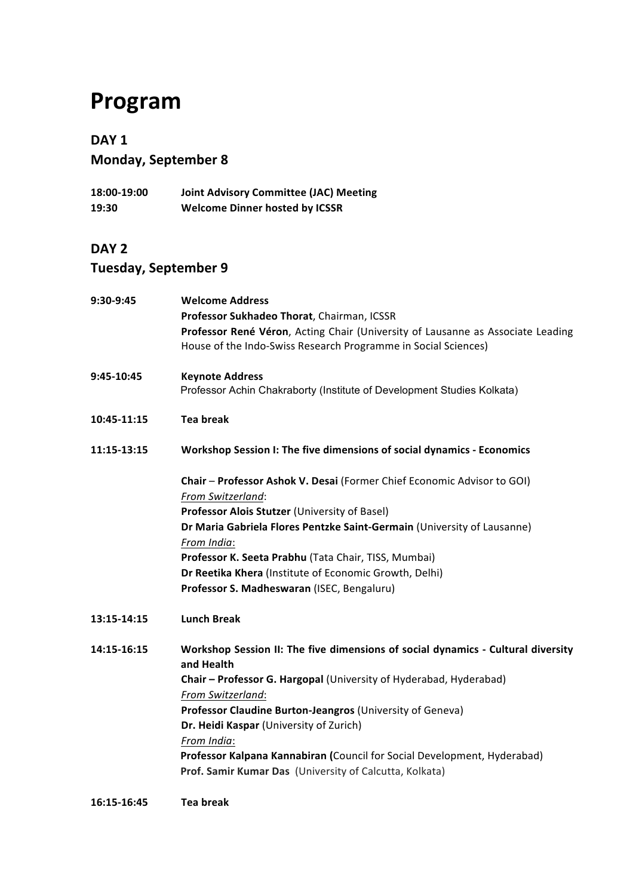# Program

## DAY 1

## Monday, September 8

**18:00-19:00** **Joint Advisory Committee (JAC) Meeting**

**19:30** **Welcome Dinner hosted by ICSSR**

## DAY 2

## Tuesday, September 9

**9:30-9:45** **Welcome Address**

**Professor Sukhadeo Thorat**, Chairman, ICSSR

**Professor René Véron**, Acting Chair (University of Lausanne as Associate Leading House of the Indo-Swiss Research Programme in Social Sciences)

**9:45-10:45** **Keynote Address**

Professor Achin Chakraborty (Institute of Development Studies Kolkata)

**10:45-11:15** **Tea break**

**11:15-13:15** **Workshop Session I: The five dimensions of social dynamics - Economics**

**Chair** – **Professor Ashok V. Desai** (Former Chief Economic Advisor to GOI)

*From Switzerland*:

**Professor Alois Stutzer** (University of Basel)

**Dr Maria Gabriela Flores Pentzke Saint-Germain** (University of Lausanne)

*From India*:

**Professor K. Seeta Prabhu** (Tata Chair, TISS, Mumbai)

**Dr Reetika Khera** (Institute of Economic Growth, Delhi)

**Professor S. Madheswaran** (ISEC, Bengaluru)

**13:15-14:15** **Lunch Break**

**14:15-16:15** **Workshop Session II: The five dimensions of social dynamics - Cultural diversity and Health**

**Chair – Professor G. Hargopal** (University of Hyderabad, Hyderabad)

*From Switzerland*:

**Professor Claudine Burton-Jeangros** (University of Geneva)

**Dr. Heidi Kaspar** (University of Zurich)

*From India*:

**Professor Kalpana Kannabiran (**Council for Social Development, Hyderabad)

**Prof. Samir Kumar Das** (University of Calcutta, Kolkata)

**16:15-16:45** **Tea break**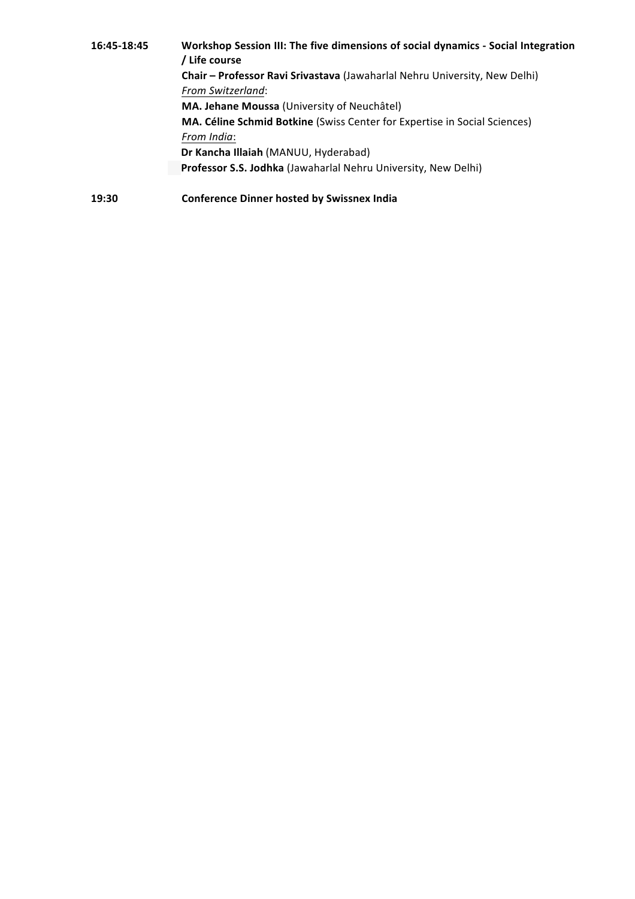**16:45-18:45** **Workshop Session III: The five dimensions of social dynamics - Social Integration / Life course**

**Chair – Professor Ravi Srivastava** (Jawaharlal Nehru University, New Delhi)

*From Switzerland*:

**MA. Jehane Moussa** (University of Neuchâtel)

**MA. Céline Schmid Botkine** (Swiss Center for Expertise in Social Sciences)

*From India*:

**Dr Kancha Illaiah** (MANUU, Hyderabad)

**Professor S.S. Jodhka** (Jawaharlal Nehru University, New Delhi)

**19:30** **Conference Dinner hosted by Swissnex India**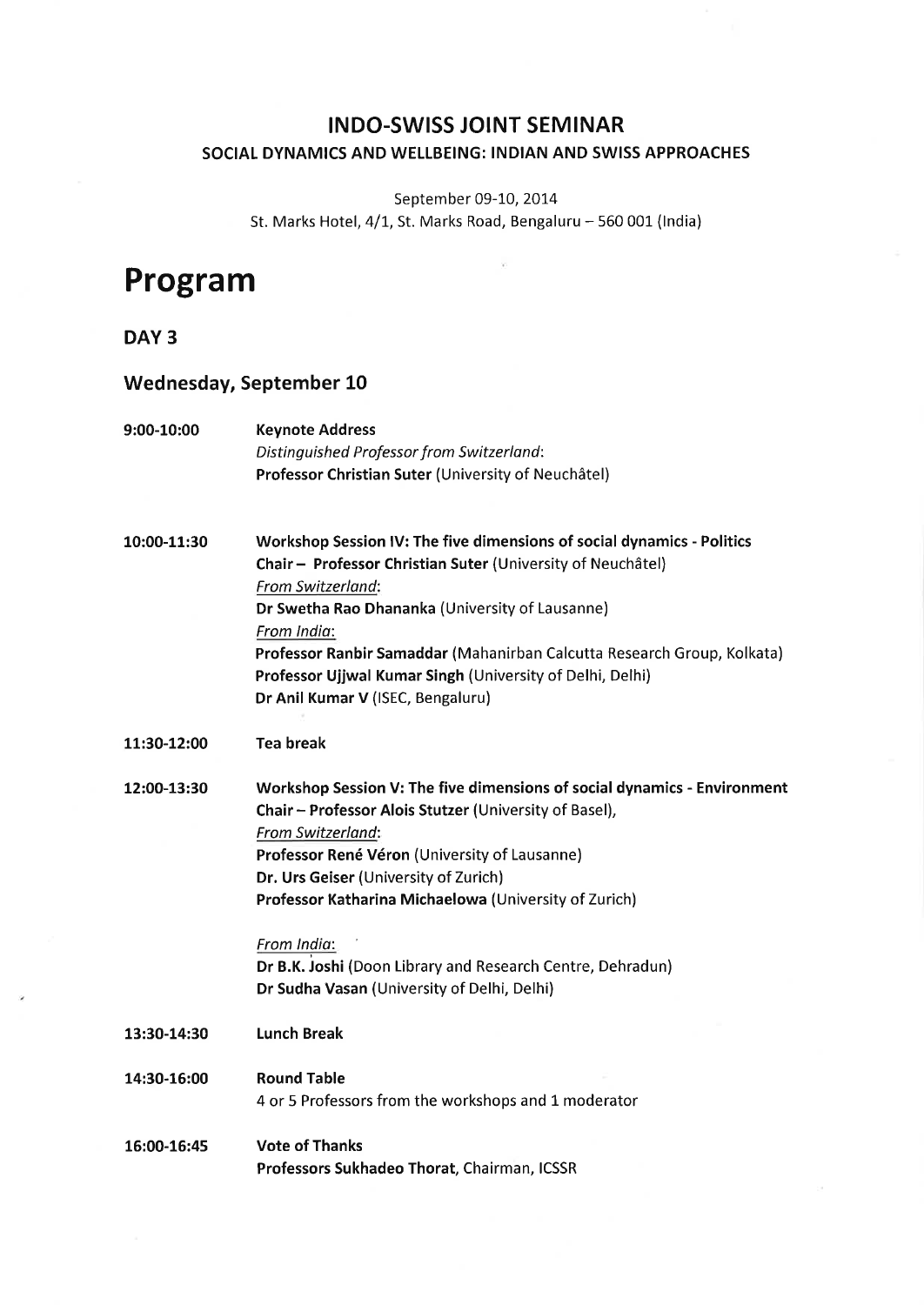## INDO-SWISS JOINT SEMINAR

### SOCIAL DYNAMICS AND WELLBEING: INDIAN AND SWISS APPROACHES

September 09-10, 2014

St. Marks Hotel, 4/1, St. Marks Road, Bengaluru – 560 001 (India)

# Program

## DAY 3

### Wednesday, September 10

**9:00-10:00** **Keynote Address**
*Distinguished Professor from Switzerland*:
**Professor Christian Suter** (University of Neuchâtel)

**10:00-11:30** **Workshop Session IV: The five dimensions of social dynamics - Politics**
**Chair – Professor Christian Suter** (University of Neuchâtel)
*From Switzerland*:
**Dr Swetha Rao Dhananka** (University of Lausanne)
*From India*:
**Professor Ranbir Samaddar** (Mahanirban Calcutta Research Group, Kolkata)
**Professor Ujjwal Kumar Singh** (University of Delhi, Delhi)
**Dr Anil Kumar V** (ISEC, Bengaluru)

**11:30-12:00** **Tea break**

**12:00-13:30** **Workshop Session V: The five dimensions of social dynamics - Environment**
**Chair – Professor Alois Stutzer** (University of Basel),
*From Switzerland*:
**Professor René Véron** (University of Lausanne)
**Dr. Urs Geiser** (University of Zurich)
**Professor Katharina Michaelowa** (University of Zurich)

*From India*:
**Dr B.K. Joshi** (Doon Library and Research Centre, Dehradun)
**Dr Sudha Vasan** (University of Delhi, Delhi)

**13:30-14:30** **Lunch Break**

**14:30-16:00** **Round Table**
4 or 5 Professors from the workshops and 1 moderator

**16:00-16:45** **Vote of Thanks**
**Professors Sukhadeo Thorat**, Chairman, ICSSR